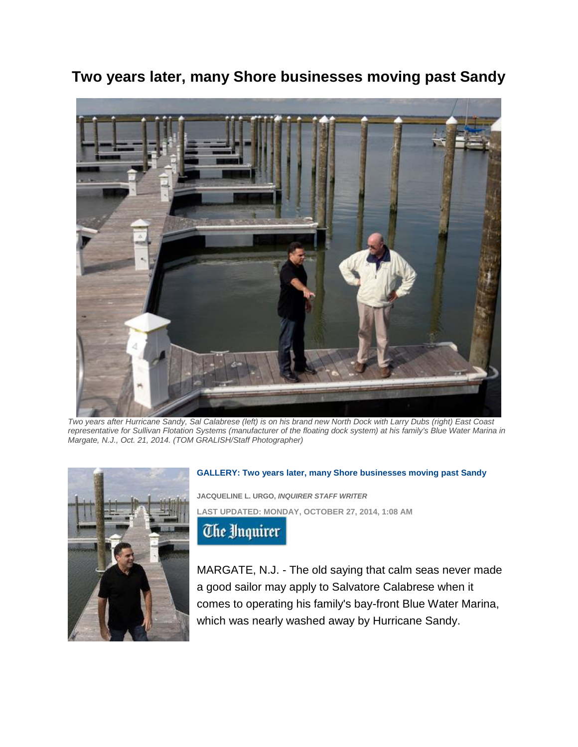# Two years later, many Shore businesses moving past Sandy

*Two years after Hurricane Sandy, Sal Calabrese (left) is on his brand new North Dock with Larry Dubs (right) East Coast representative for Sullivan Flotation Systems (manufacturer of the floating dock system) at his family's Blue Water Marina in Margate, N.J., Oct. 21, 2014. (TOM GRALISH/Staff Photographer)*

**GALLERY: Two years later, many Shore businesses moving past Sandy**

**JACQUELINE L. URGO,** ***INQUIRER STAFF WRITER***

**LAST UPDATED: MONDAY, OCTOBER 27, 2014, 1:08 AM**

The Inquirer

MARGATE, N.J. - The old saying that calm seas never made a good sailor may apply to Salvatore Calabrese when it comes to operating his family's bay-front Blue Water Marina, which was nearly washed away by Hurricane Sandy.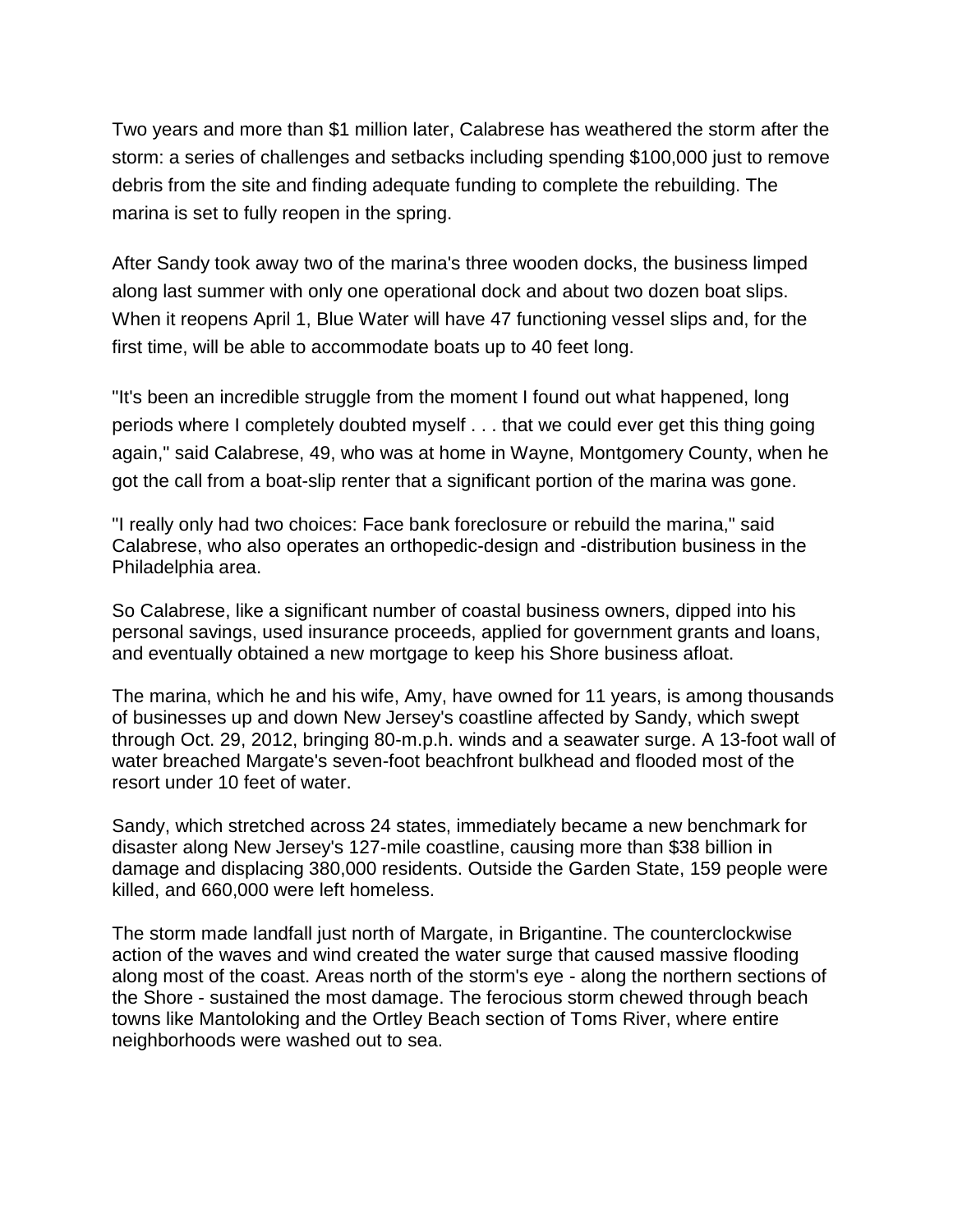Two years and more than $1 million later, Calabrese has weathered the storm after the storm: a series of challenges and setbacks including spending $100,000 just to remove debris from the site and finding adequate funding to complete the rebuilding. The marina is set to fully reopen in the spring.

After Sandy took away two of the marina's three wooden docks, the business limped along last summer with only one operational dock and about two dozen boat slips. When it reopens April 1, Blue Water will have 47 functioning vessel slips and, for the first time, will be able to accommodate boats up to 40 feet long.

"It's been an incredible struggle from the moment I found out what happened, long periods where I completely doubted myself . . . that we could ever get this thing going again," said Calabrese, 49, who was at home in Wayne, Montgomery County, when he got the call from a boat-slip renter that a significant portion of the marina was gone.

"I really only had two choices: Face bank foreclosure or rebuild the marina," said Calabrese, who also operates an orthopedic-design and -distribution business in the Philadelphia area.

So Calabrese, like a significant number of coastal business owners, dipped into his personal savings, used insurance proceeds, applied for government grants and loans, and eventually obtained a new mortgage to keep his Shore business afloat.

The marina, which he and his wife, Amy, have owned for 11 years, is among thousands of businesses up and down New Jersey's coastline affected by Sandy, which swept through Oct. 29, 2012, bringing 80-m.p.h. winds and a seawater surge. A 13-foot wall of water breached Margate's seven-foot beachfront bulkhead and flooded most of the resort under 10 feet of water.

Sandy, which stretched across 24 states, immediately became a new benchmark for disaster along New Jersey's 127-mile coastline, causing more than $38 billion in damage and displacing 380,000 residents. Outside the Garden State, 159 people were killed, and 660,000 were left homeless.

The storm made landfall just north of Margate, in Brigantine. The counterclockwise action of the waves and wind created the water surge that caused massive flooding along most of the coast. Areas north of the storm's eye - along the northern sections of the Shore - sustained the most damage. The ferocious storm chewed through beach towns like Mantoloking and the Ortley Beach section of Toms River, where entire neighborhoods were washed out to sea.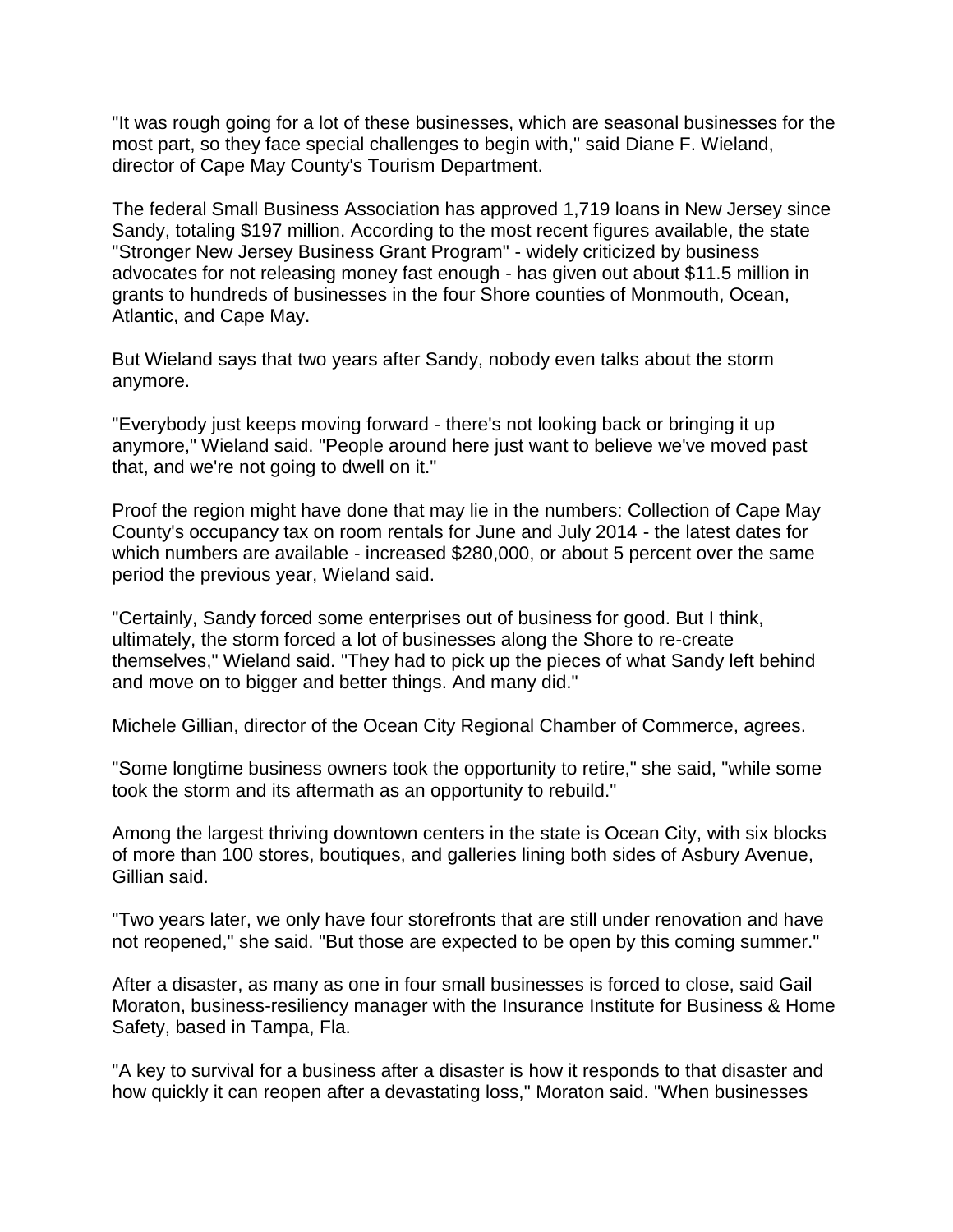"It was rough going for a lot of these businesses, which are seasonal businesses for the most part, so they face special challenges to begin with," said Diane F. Wieland, director of Cape May County's Tourism Department.

The federal Small Business Association has approved 1,719 loans in New Jersey since Sandy, totaling $197 million. According to the most recent figures available, the state "Stronger New Jersey Business Grant Program" - widely criticized by business advocates for not releasing money fast enough - has given out about $11.5 million in grants to hundreds of businesses in the four Shore counties of Monmouth, Ocean, Atlantic, and Cape May.

But Wieland says that two years after Sandy, nobody even talks about the storm anymore.

"Everybody just keeps moving forward - there's not looking back or bringing it up anymore," Wieland said. "People around here just want to believe we've moved past that, and we're not going to dwell on it."

Proof the region might have done that may lie in the numbers: Collection of Cape May County's occupancy tax on room rentals for June and July 2014 - the latest dates for which numbers are available - increased $280,000, or about 5 percent over the same period the previous year, Wieland said.

"Certainly, Sandy forced some enterprises out of business for good. But I think, ultimately, the storm forced a lot of businesses along the Shore to re-create themselves," Wieland said. "They had to pick up the pieces of what Sandy left behind and move on to bigger and better things. And many did."

Michele Gillian, director of the Ocean City Regional Chamber of Commerce, agrees.

"Some longtime business owners took the opportunity to retire," she said, "while some took the storm and its aftermath as an opportunity to rebuild."

Among the largest thriving downtown centers in the state is Ocean City, with six blocks of more than 100 stores, boutiques, and galleries lining both sides of Asbury Avenue, Gillian said.

"Two years later, we only have four storefronts that are still under renovation and have not reopened," she said. "But those are expected to be open by this coming summer."

After a disaster, as many as one in four small businesses is forced to close, said Gail Moraton, business-resiliency manager with the Insurance Institute for Business & Home Safety, based in Tampa, Fla.

"A key to survival for a business after a disaster is how it responds to that disaster and how quickly it can reopen after a devastating loss," Moraton said. "When businesses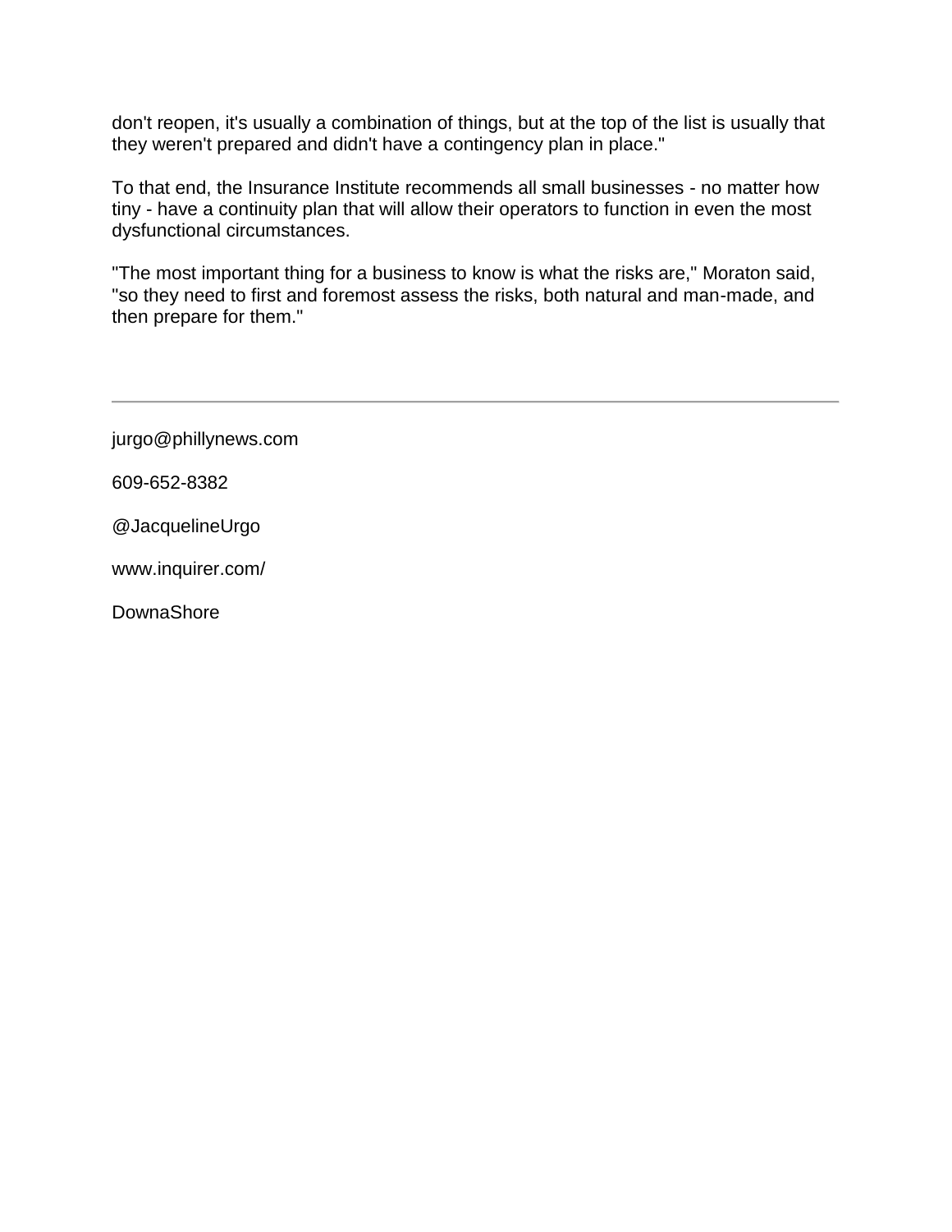don't reopen, it's usually a combination of things, but at the top of the list is usually that they weren't prepared and didn't have a contingency plan in place."

To that end, the Insurance Institute recommends all small businesses - no matter how tiny - have a continuity plan that will allow their operators to function in even the most dysfunctional circumstances.

"The most important thing for a business to know is what the risks are," Moraton said, "so they need to first and foremost assess the risks, both natural and man-made, and then prepare for them."

---

jurgo@phillynews.com

609-652-8382

@JacquelineUrgo

www.inquirer.com/

DownaShore